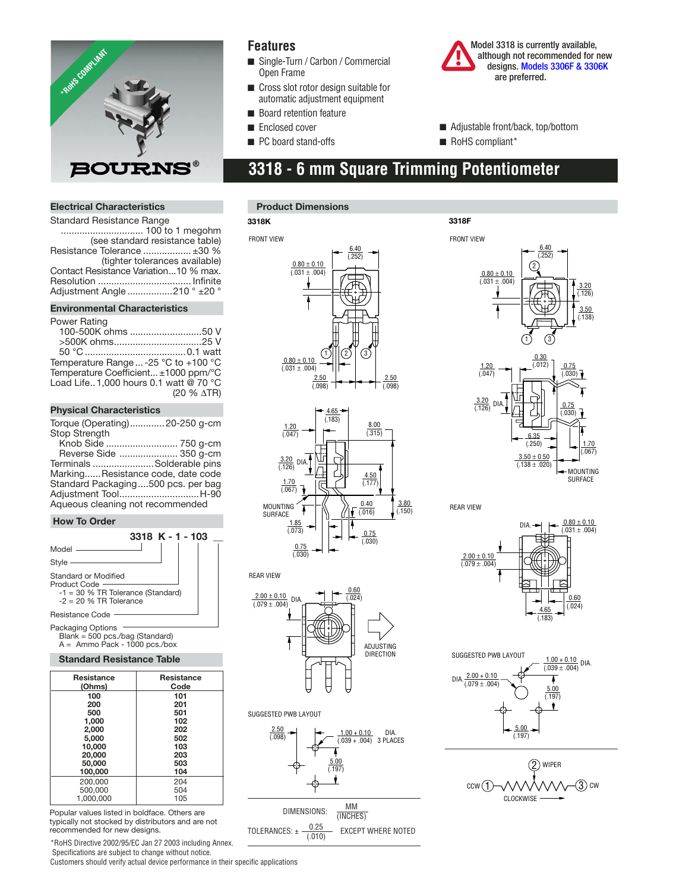*RoHS COMPLIANT

BOURNS®

## Features

- Single-Turn / Carbon / Commercial Open Frame
- Cross slot rotor design suitable for automatic adjustment equipment
- Board retention feature
- Enclosed cover
- PC board stand-offs
- Adjustable front/back, top/bottom
- RoHS compliant*

Model 3318 is currently available, although not recommended for new designs. Models 3306F & 3306K are preferred.

# 3318 - 6 mm Square Trimming Potentiometer

### Electrical Characteristics

Standard Resistance Range ............................... 100 to 1 megohm (see standard resistance table)
Resistance Tolerance .................. ±30 % (tighter tolerances available)
Contact Resistance Variation...10 % max.
Resolution ................................... Infinite
Adjustment Angle .................210 ° ±20 °

### Environmental Characteristics

Power Rating
- 100-500K ohms ...........................50 V
- >500K ohms.................................25 V
- 50 °C ......................................0.1 watt

Temperature Range ... -25 °C to +100 °C
Temperature Coefficient... ±1000 ppm/°C
Load Life.. 1,000 hours 0.1 watt @ 70 °C (20 % ΔTR)

### Physical Characteristics

Torque (Operating).............20-250 g-cm
Stop Strength
- Knob Side ........................... 750 g-cm
- Reverse Side ...................... 350 g-cm

Terminals .......................Solderable pins
Marking......Resistance code, date code
Standard Packaging....500 pcs. per bag
Adjustment Tool..............................H-90
Aqueous cleaning not recommended

### How To Order

**3318 K - 1 - 103 __**

- Model
- Style
- Standard or Modified Product Code
  - -1 = 30 % TR Tolerance (Standard)
  - -2 = 20 % TR Tolerance
- Resistance Code
- Packaging Options
  - Blank = 500 pcs./bag (Standard)
  - A = Ammo Pack - 1000 pcs./box

### Standard Resistance Table

| Resistance (Ohms) | Resistance Code |
|---|---|
| **100** | **101** |
| **200** | **201** |
| **500** | **501** |
| **1,000** | **102** |
| **2,000** | **202** |
| **5,000** | **502** |
| **10,000** | **103** |
| **20,000** | **203** |
| **50,000** | **503** |
| **100,000** | **104** |
| 200,000 | 204 |
| 500,000 | 504 |
| 1,000,000 | 105 |

Popular values listed in boldface. Others are typically not stocked by distributors and are not recommended for new designs.

### Product Dimensions

**3318K**

FRONT VIEW: 6.40 (.252); 0.80 ± 0.10 (.031 ± .004); 0.80 ± 0.10 (.031 ± .004); 2.50 (.098); 2.50 (.098); terminals 1, 2, 3

Side: 4.65 (.183); 1.20 (.047); 8.00 (.315); 3.20 (.126) DIA.; 4.50 (.177); 1.70 (.067); 0.40 (.016); 3.80 (.150); MOUNTING SURFACE; 1.85 (.073); 0.75 (.030); 0.75 (.030)

REAR VIEW: 2.00 ± 0.10 (.079 ± .004) DIA.; 0.60 (.024); ADJUSTING DIRECTION

SUGGESTED PWB LAYOUT: 2.50 (.098); 1.00 + 0.10 (.039 + .004) DIA. 3 PLACES; 5.00 (.197)

**3318F**

FRONT VIEW: 6.40 (.252); 0.80 ± 0.10 (.031 ± .004); 3.20 (.126); 3.50 (.138); terminals 1, 2, 3

Side: 0.30 (.012); 1.20 (.047); 0.75 (.030); 3.20 (.126) DIA.; 0.75 (.030); 6.35 (.250); 1.70 (.067); 3.50 ± 0.50 (.138 ± .020); MOUNTING SURFACE

REAR VIEW: DIA. 0.80 ± 0.10 (.031 ± .004); 2.00 ± 0.10 (.079 ± .004); 0.60 (.024); 4.65 (.183)

SUGGESTED PWB LAYOUT: 1.00 + 0.10 (.039 ± .004) DIA.; DIA. 2.00 + 0.10 (.079 ± .004); 5.00 (.197); 5.00 (.197)

CCW (1) — (2) WIPER — (3) CW; CLOCKWISE

DIMENSIONS: $\frac{MM}{(INCHES)}$

TOLERANCES: ± $\frac{0.25}{(.010)}$ EXCEPT WHERE NOTED

*RoHS Directive 2002/95/EC Jan 27 2003 including Annex.
Specifications are subject to change without notice.
Customers should verify actual device performance in their specific applications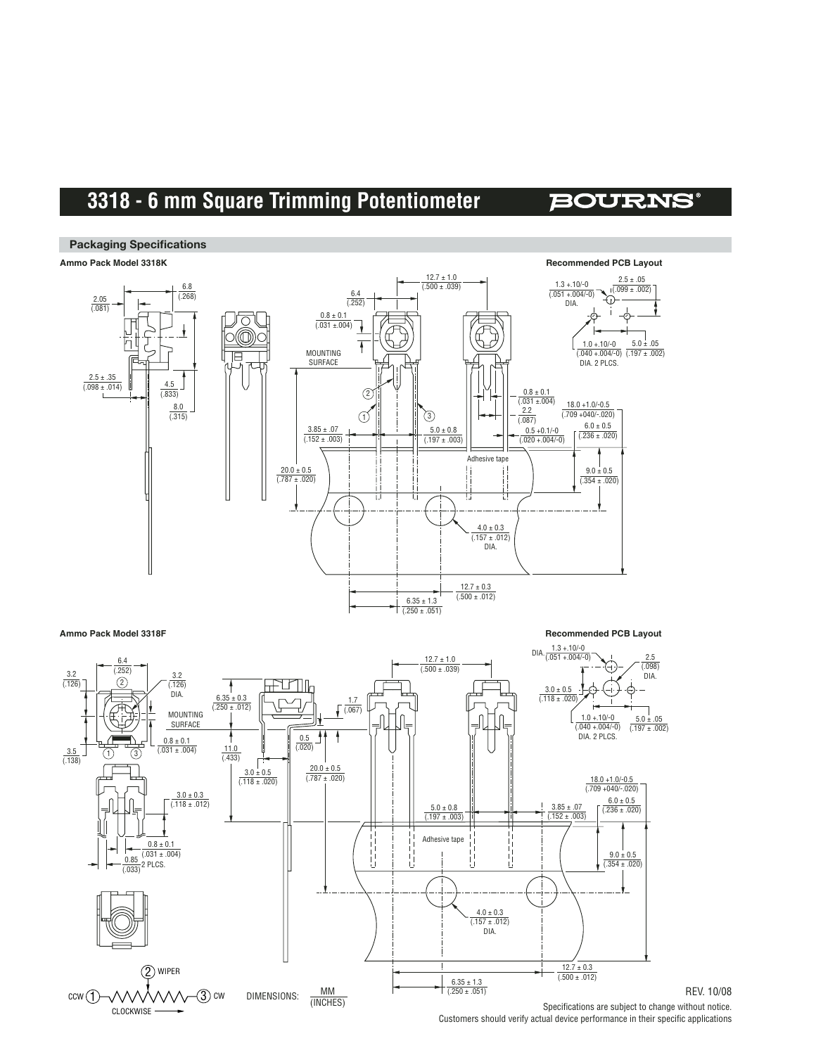# 3318 - 6 mm Square Trimming Potentiometer

BOURNS®

## Packaging Specifications

### Ammo Pack Model 3318K

2.05
(.081)

6.8
(.268)

2.5 ± .35
(.098 ± .014)

4.5
(.833)

8.0
(.315)

6.4
(.252)

12.7 ± 1.0
(.500 ± .039)

0.8 ± 0.1
(.031 ±.004)

MOUNTING SURFACE

0.8 ± 0.1
(.031 ±.004)

2.2
(.087)

3.85 ± .07
(.152 ± .003)

5.0 ± 0.8
(.197 ± .003)

0.5 +0.1/-0
(.020 +.004/-0)

Adhesive tape

20.0 ± 0.5
(.787 ± .020)

18.0 +1.0/-0.5
(.709 +040/-.020)

6.0 ± 0.5
(.236 ± .020)

9.0 ± 0.5
(.354 ± .020)

4.0 ± 0.3
(.157 ± .012)
DIA.

12.7 ± 0.3
(.500 ± .012)

6.35 ± 1.3
(.250 ± .051)

#### Recommended PCB Layout

1.3 +.10/-0
(.051 +.004/-0)
DIA.

2.5 ± .05
(.099 ± .002)

1.0 +.10/-0
(.040 +.004/-0)
DIA. 2 PLCS.

5.0 ± .05
(.197 ± .002)

### Ammo Pack Model 3318F

6.4
(.252)

3.2
(.126)

3.2
(.126)
DIA.

MOUNTING SURFACE

0.8 ± 0.1
(.031 ± .004)

3.5
(.138)

6.35 ± 0.3
(.250 ± .012)

1.7
(.067)

0.5
(.020)

11.0
(.433)

3.0 ± 0.5
(.118 ± .020)

20.0 ± 0.5
(.787 ± .020)

3.0 ± 0.3
(.118 ± .012)

0.8 ± 0.1
(.031 ± .004)

0.85
(.033)
2 PLCS.

12.7 ± 1.0
(.500 ± .039)

5.0 ± 0.8
(.197 ± .003)

3.85 ± .07
(.152 ± .003)

Adhesive tape

18.0 +1.0/-0.5
(.709 +040/-.020)

6.0 ± 0.5
(.236 ± .020)

9.0 ± 0.5
(.354 ± .020)

4.0 ± 0.3
(.157 ± .012)
DIA.

12.7 ± 0.3
(.500 ± .012)

6.35 ± 1.3
(.250 ± .051)

#### Recommended PCB Layout

DIA. 1.3 +.10/-0
(.051 +.004/-0)

2.5
(.098)
DIA.

3.0 ± 0.5
(.118 ± .020)

1.0 +.10/-0
(.040 +.004/-0)
DIA. 2 PLCS.

5.0 ± .05
(.197 ± .002)

CCW 1 — 2 WIPER — 3 CW

CLOCKWISE

DIMENSIONS: MM / (INCHES)

REV. 10/08

Specifications are subject to change without notice.
Customers should verify actual device performance in their specific applications